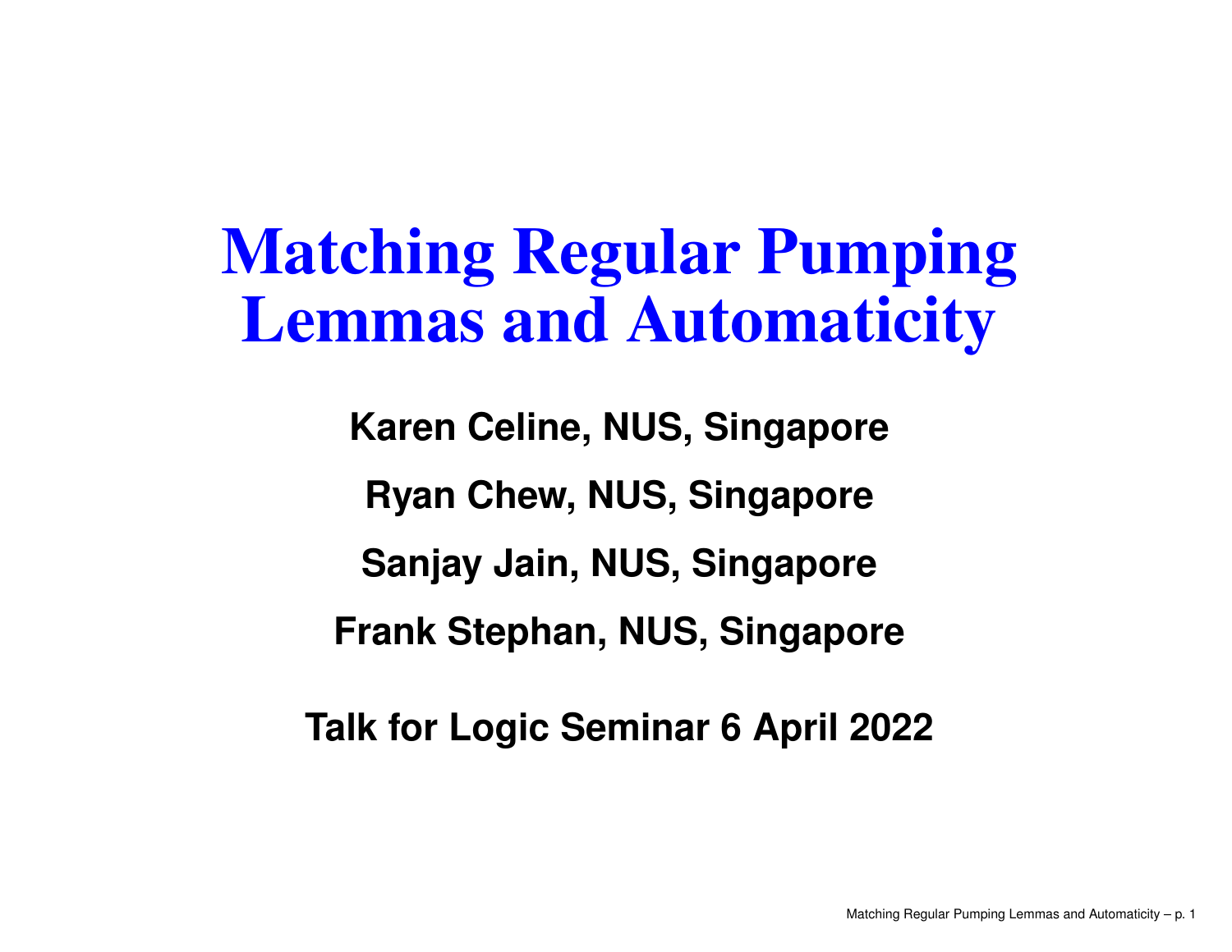# Matching Regular Pumping Lemmas and Automaticity

**Karen Celine, NUS, Singapore**

**Ryan Chew, NUS, Singapore**

**Sanjay Jain, NUS, Singapore**

**Frank Stephan, NUS, Singapore**

**Talk for Logic Seminar 6 April 2022**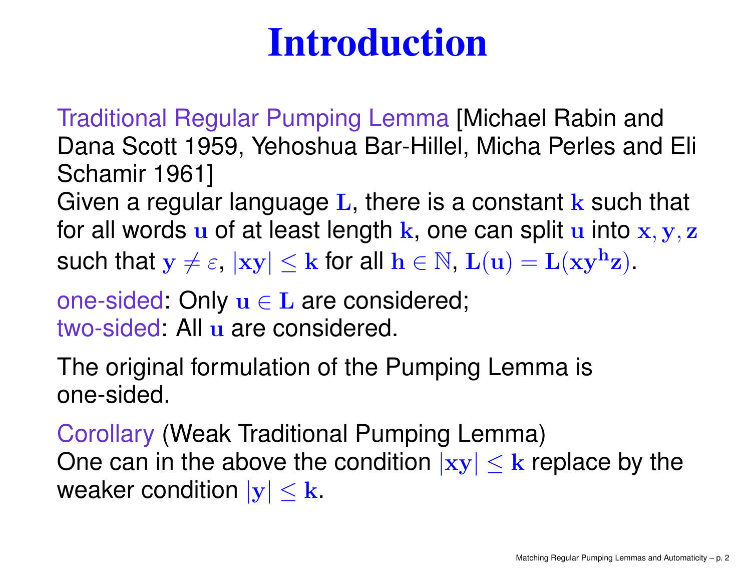# Introduction

Traditional Regular Pumping Lemma [Michael Rabin and Dana Scott 1959, Yehoshua Bar-Hillel, Micha Perles and Eli Schamir 1961]
Given a regular language $\mathbf{L}$, there is a constant $\mathbf{k}$ such that for all words $\mathbf{u}$ of at least length $\mathbf{k}$, one can split $\mathbf{u}$ into $\mathbf{x}, \mathbf{y}, \mathbf{z}$ such that $\mathbf{y} \neq \varepsilon$, $|\mathbf{xy}| \leq \mathbf{k}$ for all $\mathbf{h} \in \mathbb{N}$, $\mathbf{L(u)} = \mathbf{L(xy^hz)}$.

one-sided: Only $\mathbf{u} \in \mathbf{L}$ are considered;
two-sided: All $\mathbf{u}$ are considered.

The original formulation of the Pumping Lemma is one-sided.

Corollary (Weak Traditional Pumping Lemma)
One can in the above the condition $|\mathbf{xy}| \leq \mathbf{k}$ replace by the weaker condition $|\mathbf{y}| \leq \mathbf{k}$.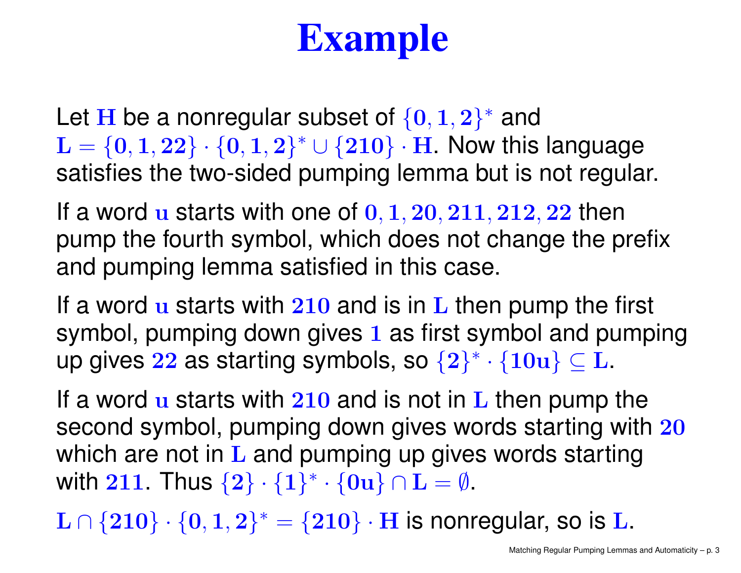# Example

Let $\mathbf{H}$ be a nonregular subset of $\{0, 1, 2\}^*$ and $\mathbf{L} = \{0, 1, 22\} \cdot \{0, 1, 2\}^* \cup \{210\} \cdot \mathbf{H}$. Now this language satisfies the two-sided pumping lemma but is not regular.

If a word $\mathbf{u}$ starts with one of $0, 1, 20, 211, 212, 22$ then pump the fourth symbol, which does not change the prefix and pumping lemma satisfied in this case.

If a word $\mathbf{u}$ starts with $210$ and is in $\mathbf{L}$ then pump the first symbol, pumping down gives $1$ as first symbol and pumping up gives $22$ as starting symbols, so $\{2\}^* \cdot \{10\mathbf{u}\} \subseteq \mathbf{L}$.

If a word $\mathbf{u}$ starts with $210$ and is not in $\mathbf{L}$ then pump the second symbol, pumping down gives words starting with $20$ which are not in $\mathbf{L}$ and pumping up gives words starting with $211$. Thus $\{2\} \cdot \{1\}^* \cdot \{0\mathbf{u}\} \cap \mathbf{L} = \emptyset$.

$\mathbf{L} \cap \{210\} \cdot \{0, 1, 2\}^* = \{210\} \cdot \mathbf{H}$ is nonregular, so is $\mathbf{L}$.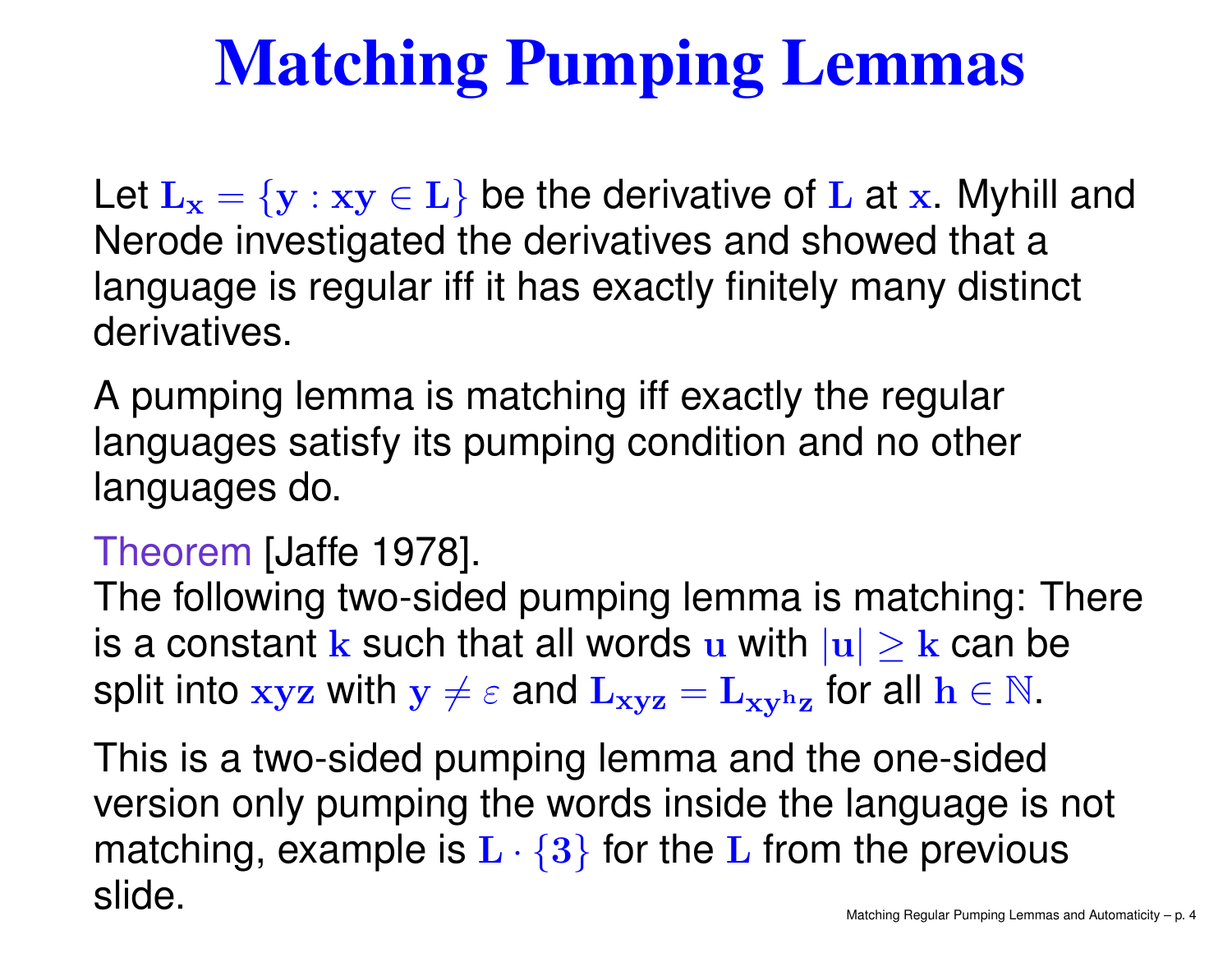# Matching Pumping Lemmas

Let $L_x = \{y : xy \in L\}$ be the derivative of $L$ at $x$. Myhill and Nerode investigated the derivatives and showed that a language is regular iff it has exactly finitely many distinct derivatives.

A pumping lemma is matching iff exactly the regular languages satisfy its pumping condition and no other languages do.

Theorem [Jaffe 1978].
The following two-sided pumping lemma is matching: There is a constant $k$ such that all words $u$ with $|u| \geq k$ can be split into $xyz$ with $y \neq \varepsilon$ and $L_{xyz} = L_{xy^h z}$ for all $h \in \mathbb{N}$.

This is a two-sided pumping lemma and the one-sided version only pumping the words inside the language is not matching, example is $L \cdot \{3\}$ for the $L$ from the previous slide.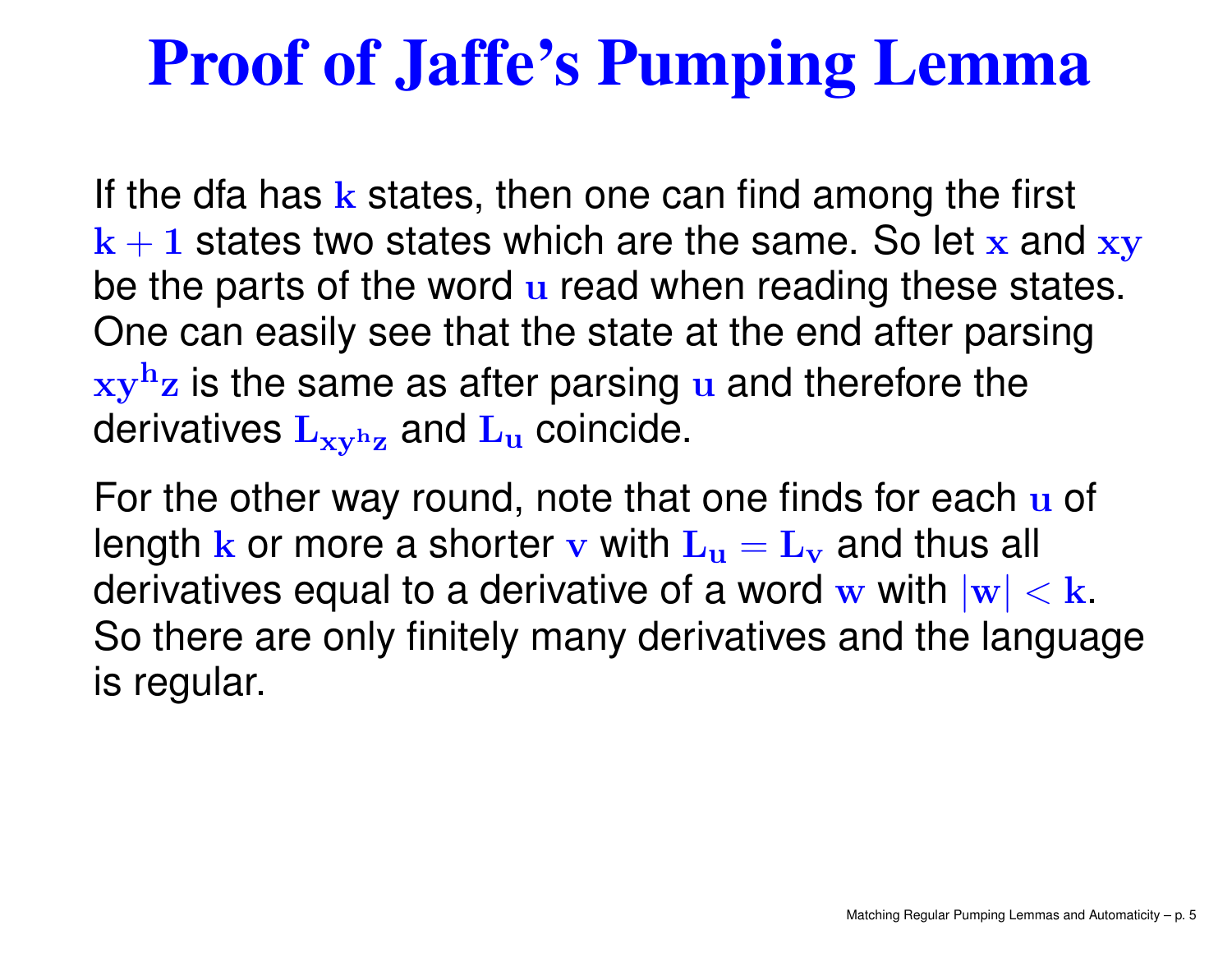# Proof of Jaffe's Pumping Lemma

If the dfa has $k$ states, then one can find among the first $k+1$ states two states which are the same. So let $x$ and $xy$ be the parts of the word $u$ read when reading these states. One can easily see that the state at the end after parsing $xy^h z$ is the same as after parsing $u$ and therefore the derivatives $L_{xy^h z}$ and $L_u$ coincide.

For the other way round, note that one finds for each $u$ of length $k$ or more a shorter $v$ with $L_u = L_v$ and thus all derivatives equal to a derivative of a word $w$ with $|w| < k$. So there are only finitely many derivatives and the language is regular.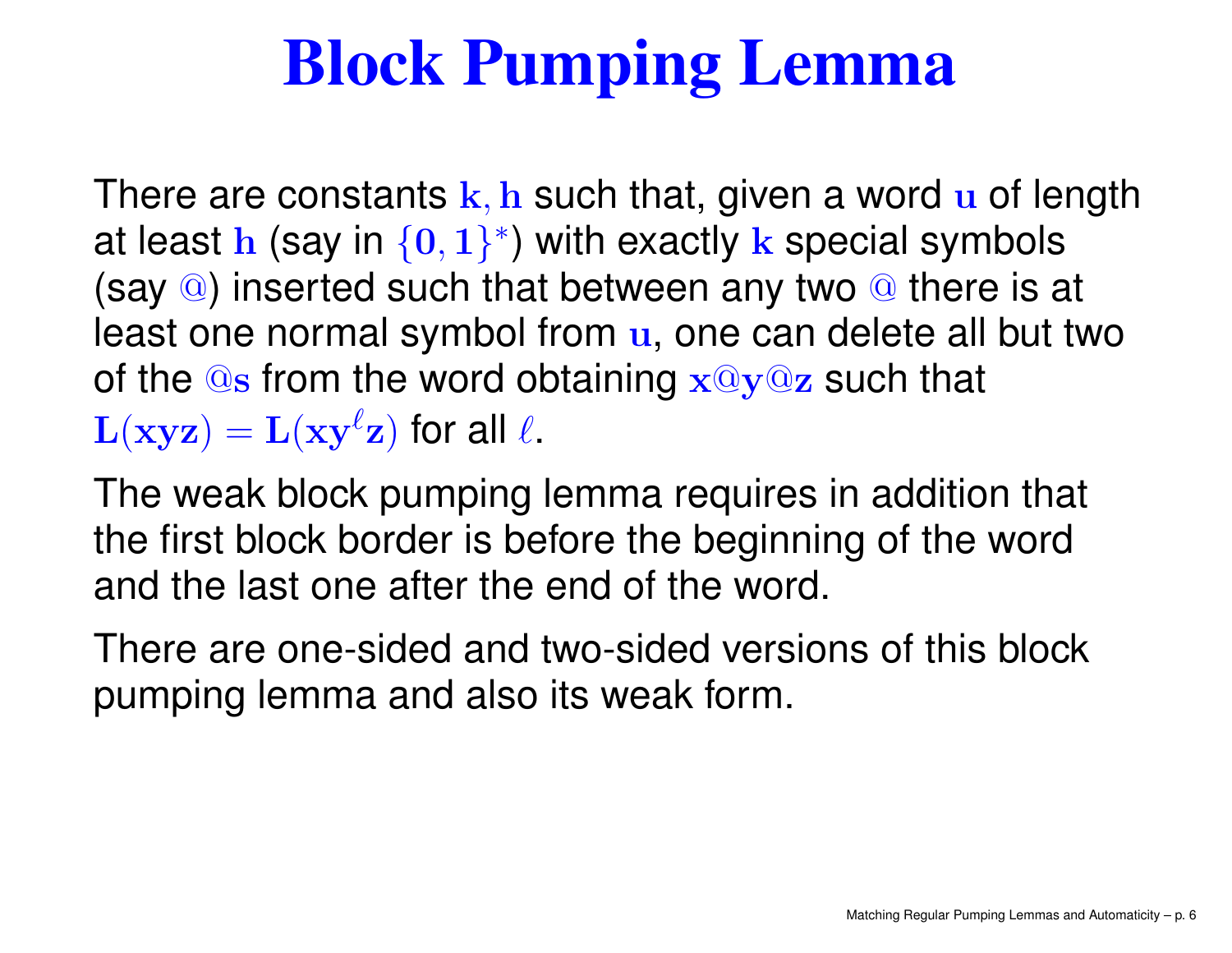# Block Pumping Lemma

There are constants $\mathbf{k}, \mathbf{h}$ such that, given a word $\mathbf{u}$ of length at least $\mathbf{h}$ (say in $\{\mathbf{0}, \mathbf{1}\}^*$) with exactly $\mathbf{k}$ special symbols (say @) inserted such that between any two @ there is at least one normal symbol from $\mathbf{u}$, one can delete all but two of the @s from the word obtaining $\mathbf{x}@\mathbf{y}@\mathbf{z}$ such that $\mathbf{L}(\mathbf{xyz}) = \mathbf{L}(\mathbf{xy}^\ell\mathbf{z})$ for all $\ell$.

The weak block pumping lemma requires in addition that the first block border is before the beginning of the word and the last one after the end of the word.

There are one-sided and two-sided versions of this block pumping lemma and also its weak form.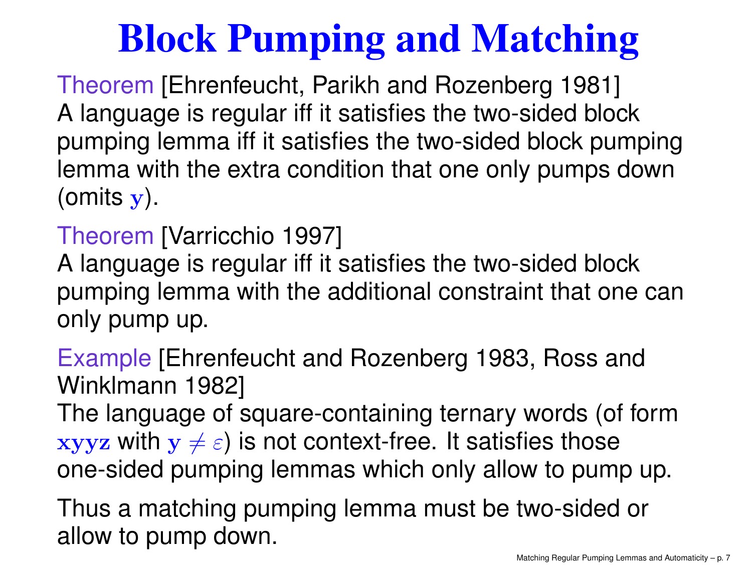# Block Pumping and Matching

Theorem [Ehrenfeucht, Parikh and Rozenberg 1981]
A language is regular iff it satisfies the two-sided block pumping lemma iff it satisfies the two-sided block pumping lemma with the extra condition that one only pumps down (omits $\mathbf{y}$).

Theorem [Varricchio 1997]
A language is regular iff it satisfies the two-sided block pumping lemma with the additional constraint that one can only pump up.

Example [Ehrenfeucht and Rozenberg 1983, Ross and Winklmann 1982]
The language of square-containing ternary words (of form $\mathbf{xyyz}$ with $\mathbf{y} \neq \varepsilon$) is not context-free. It satisfies those one-sided pumping lemmas which only allow to pump up.

Thus a matching pumping lemma must be two-sided or allow to pump down.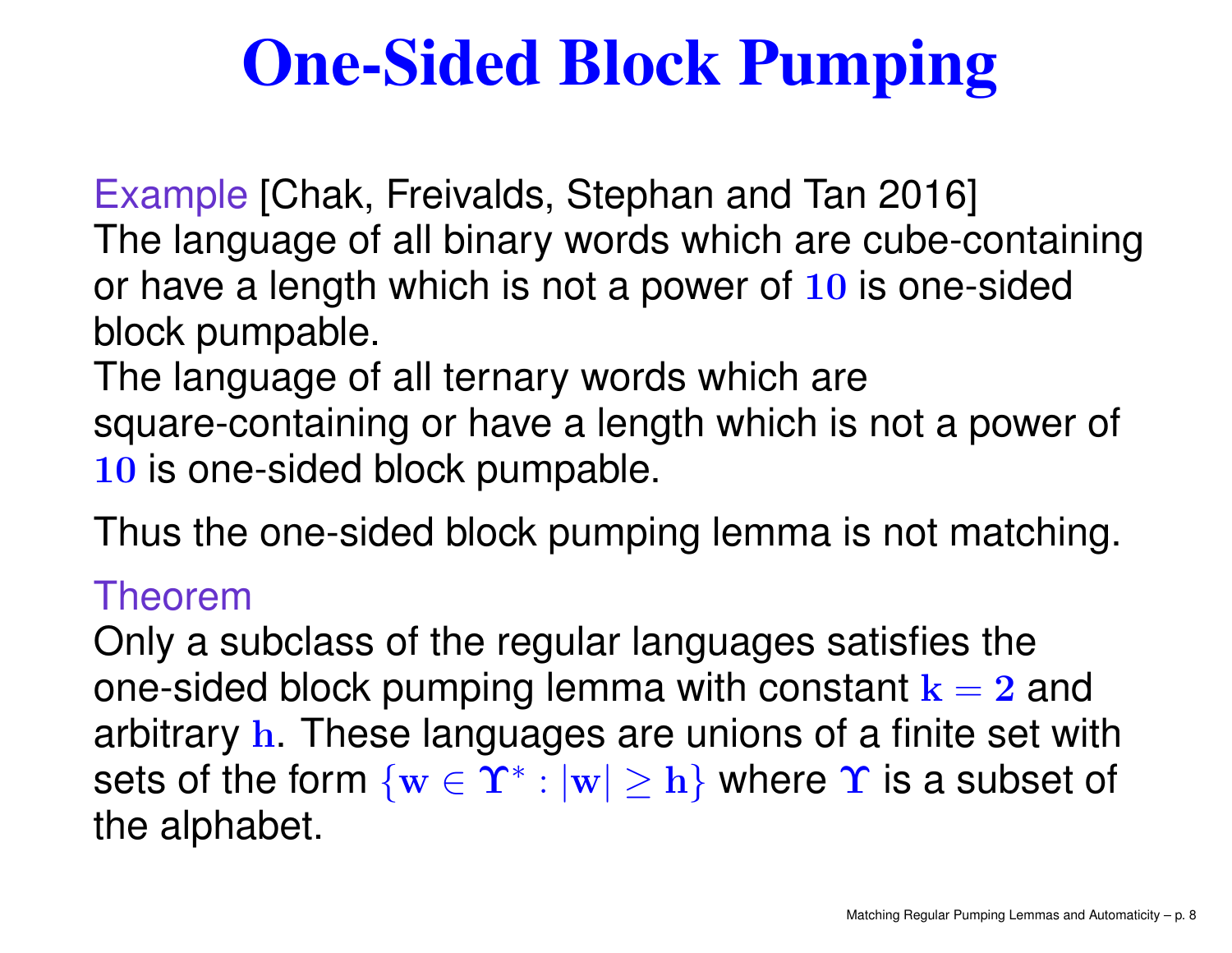# One-Sided Block Pumping

Example [Chak, Freivalds, Stephan and Tan 2016]
The language of all binary words which are cube-containing or have a length which is not a power of $10$ is one-sided block pumpable.
The language of all ternary words which are square-containing or have a length which is not a power of $10$ is one-sided block pumpable.

Thus the one-sided block pumping lemma is not matching.

Theorem
Only a subclass of the regular languages satisfies the one-sided block pumping lemma with constant $k = 2$ and arbitrary $h$. These languages are unions of a finite set with sets of the form $\{w \in \Upsilon^* : |w| \geq h\}$ where $\Upsilon$ is a subset of the alphabet.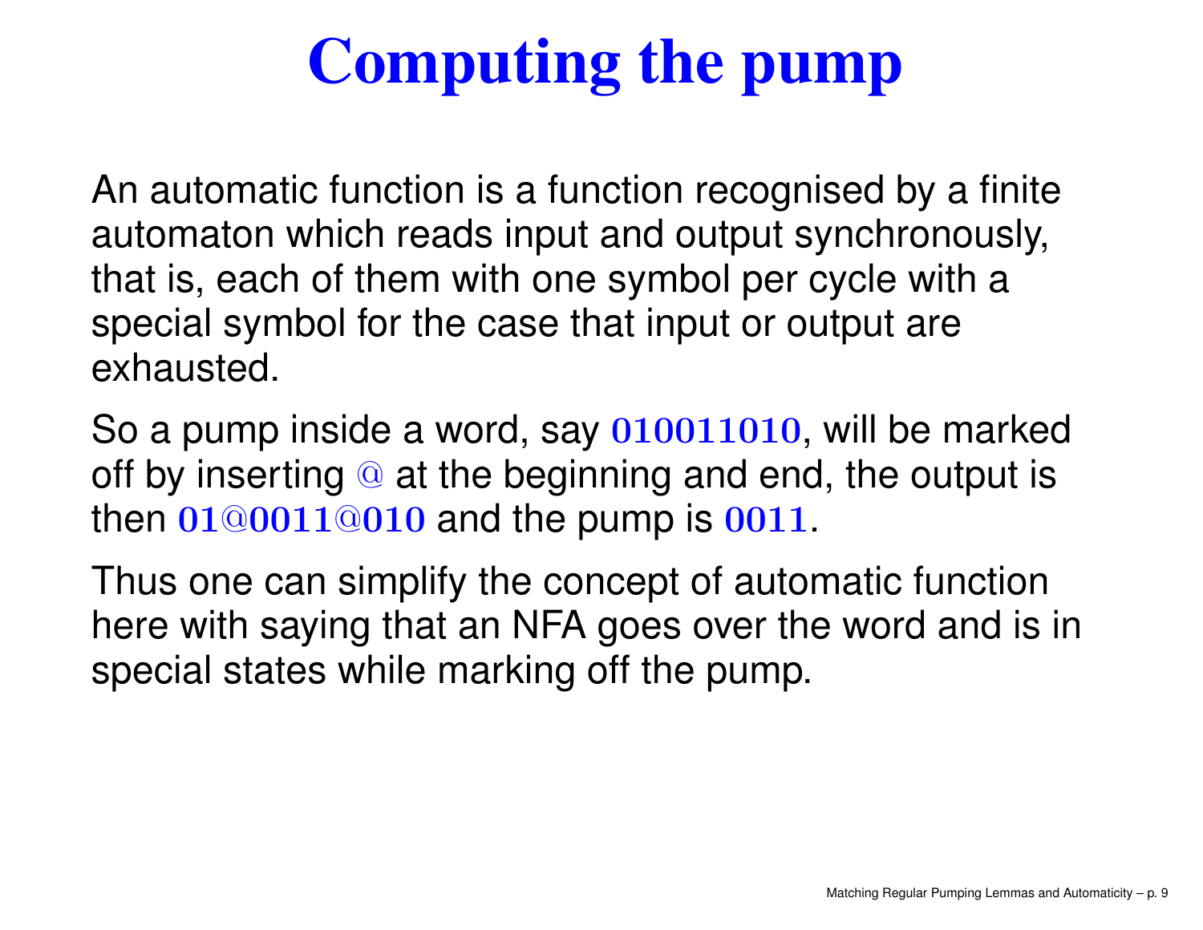# Computing the pump

An automatic function is a function recognised by a finite automaton which reads input and output synchronously, that is, each of them with one symbol per cycle with a special symbol for the case that input or output are exhausted.

So a pump inside a word, say $010011010$, will be marked off by inserting $@$ at the beginning and end, the output is then $01@0011@010$ and the pump is $0011$.

Thus one can simplify the concept of automatic function here with saying that an NFA goes over the word and is in special states while marking off the pump.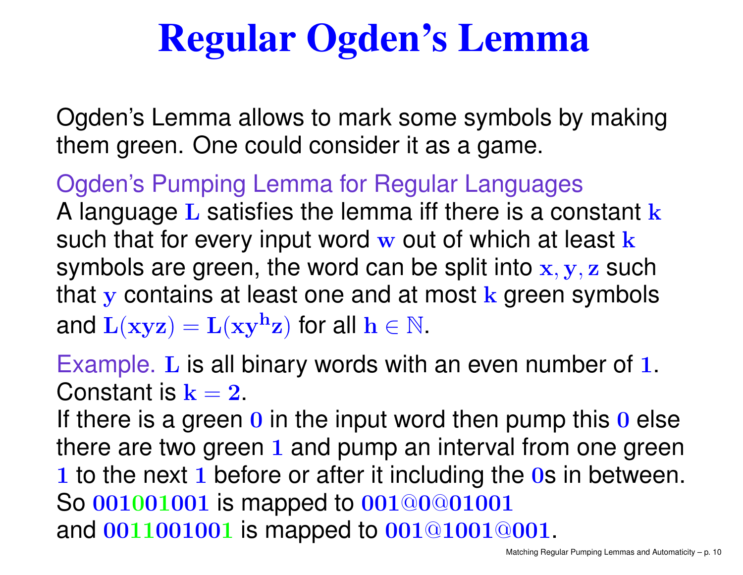# Regular Ogden's Lemma

Ogden's Lemma allows to mark some symbols by making them green. One could consider it as a game.

Ogden's Pumping Lemma for Regular Languages
A language $\mathbf{L}$ satisfies the lemma iff there is a constant $\mathbf{k}$ such that for every input word $\mathbf{w}$ out of which at least $\mathbf{k}$ symbols are green, the word can be split into $\mathbf{x}, \mathbf{y}, \mathbf{z}$ such that $\mathbf{y}$ contains at least one and at most $\mathbf{k}$ green symbols and $\mathbf{L}(\mathbf{xyz}) = \mathbf{L}(\mathbf{xy^h z})$ for all $\mathbf{h} \in \mathbb{N}$.

Example. $\mathbf{L}$ is all binary words with an even number of $\mathbf{1}$. Constant is $\mathbf{k = 2}$.
If there is a green $\mathbf{0}$ in the input word then pump this $\mathbf{0}$ else there are two green $\mathbf{1}$ and pump an interval from one green $\mathbf{1}$ to the next $\mathbf{1}$ before or after it including the $\mathbf{0}$s in between.
So $\mathbf{001001001}$ is mapped to $\mathbf{001@0@01001}$
and $\mathbf{0011001001}$ is mapped to $\mathbf{001@1001@001}$.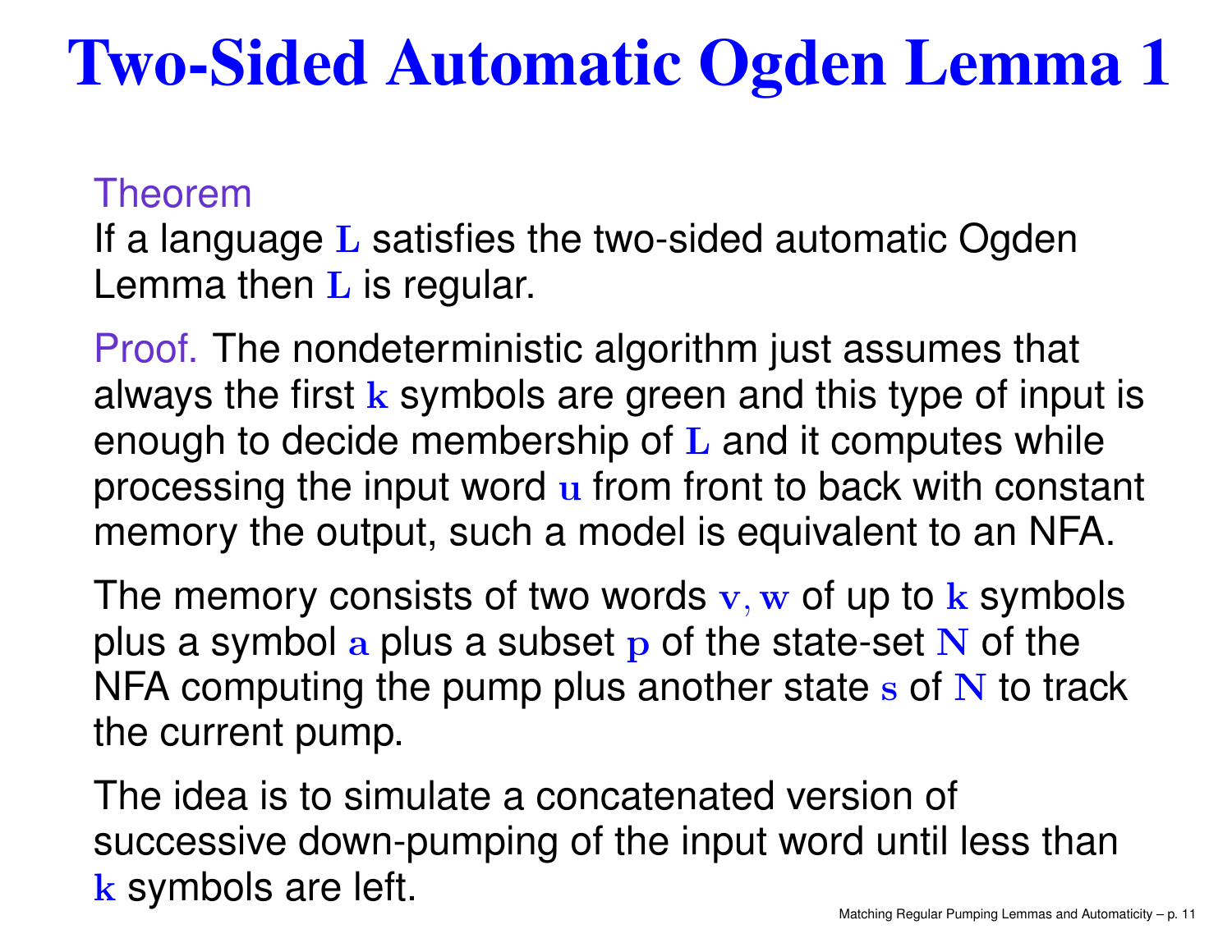# Two-Sided Automatic Ogden Lemma 1

Theorem

If a language $L$ satisfies the two-sided automatic Ogden Lemma then $L$ is regular.

Proof. The nondeterministic algorithm just assumes that always the first $k$ symbols are green and this type of input is enough to decide membership of $L$ and it computes while processing the input word $u$ from front to back with constant memory the output, such a model is equivalent to an NFA.

The memory consists of two words $v, w$ of up to $k$ symbols plus a symbol $a$ plus a subset $p$ of the state-set $N$ of the NFA computing the pump plus another state $s$ of $N$ to track the current pump.

The idea is to simulate a concatenated version of successive down-pumping of the input word until less than $k$ symbols are left.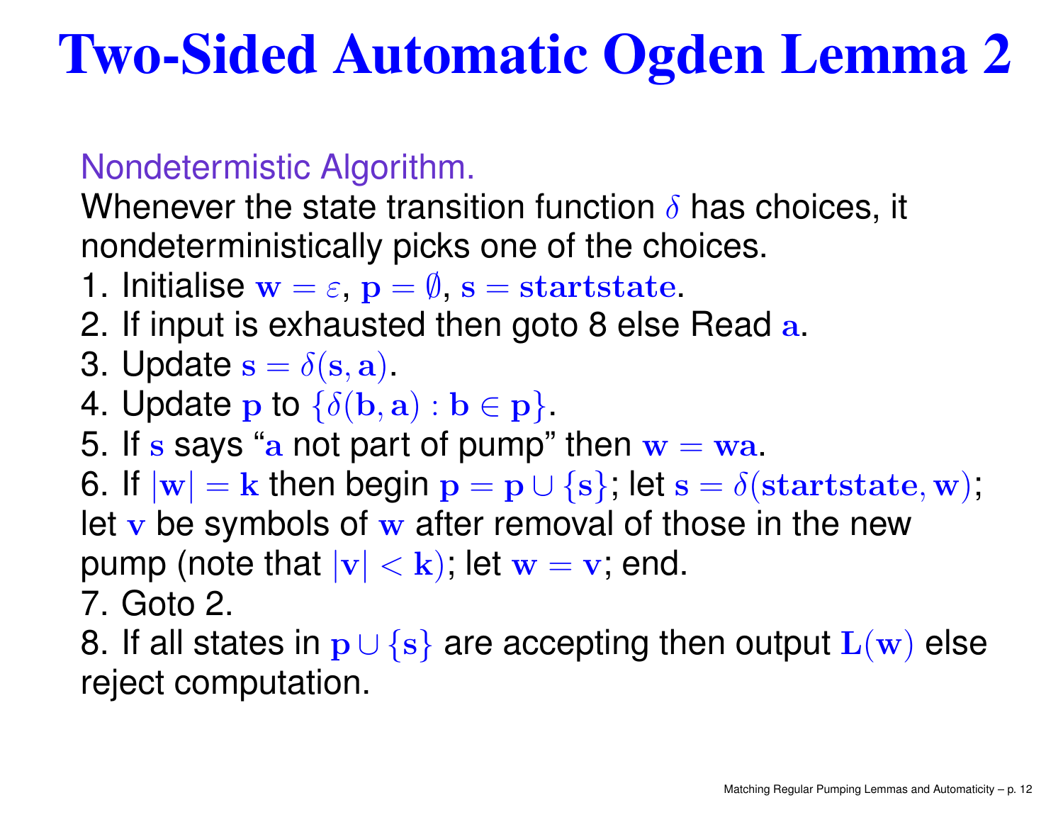# Two-Sided Automatic Ogden Lemma 2

Nondetermistic Algorithm.

Whenever the state transition function $\delta$ has choices, it nondeterministically picks one of the choices.

1. Initialise $\mathbf{w} = \varepsilon$, $\mathbf{p} = \emptyset$, $\mathbf{s} = \mathbf{startstate}$.
2. If input is exhausted then goto 8 else Read $\mathbf{a}$.
3. Update $\mathbf{s} = \delta(\mathbf{s}, \mathbf{a})$.
4. Update $\mathbf{p}$ to $\{\delta(\mathbf{b}, \mathbf{a}) : \mathbf{b} \in \mathbf{p}\}$.
5. If $\mathbf{s}$ says "$\mathbf{a}$ not part of pump" then $\mathbf{w} = \mathbf{wa}$.
6. If $|\mathbf{w}| = \mathbf{k}$ then begin $\mathbf{p} = \mathbf{p} \cup \{\mathbf{s}\}$; let $\mathbf{s} = \delta(\mathbf{startstate}, \mathbf{w})$; let $\mathbf{v}$ be symbols of $\mathbf{w}$ after removal of those in the new pump (note that $|\mathbf{v}| < \mathbf{k}$); let $\mathbf{w} = \mathbf{v}$; end.
7. Goto 2.
8. If all states in $\mathbf{p} \cup \{\mathbf{s}\}$ are accepting then output $\mathbf{L}(\mathbf{w})$ else reject computation.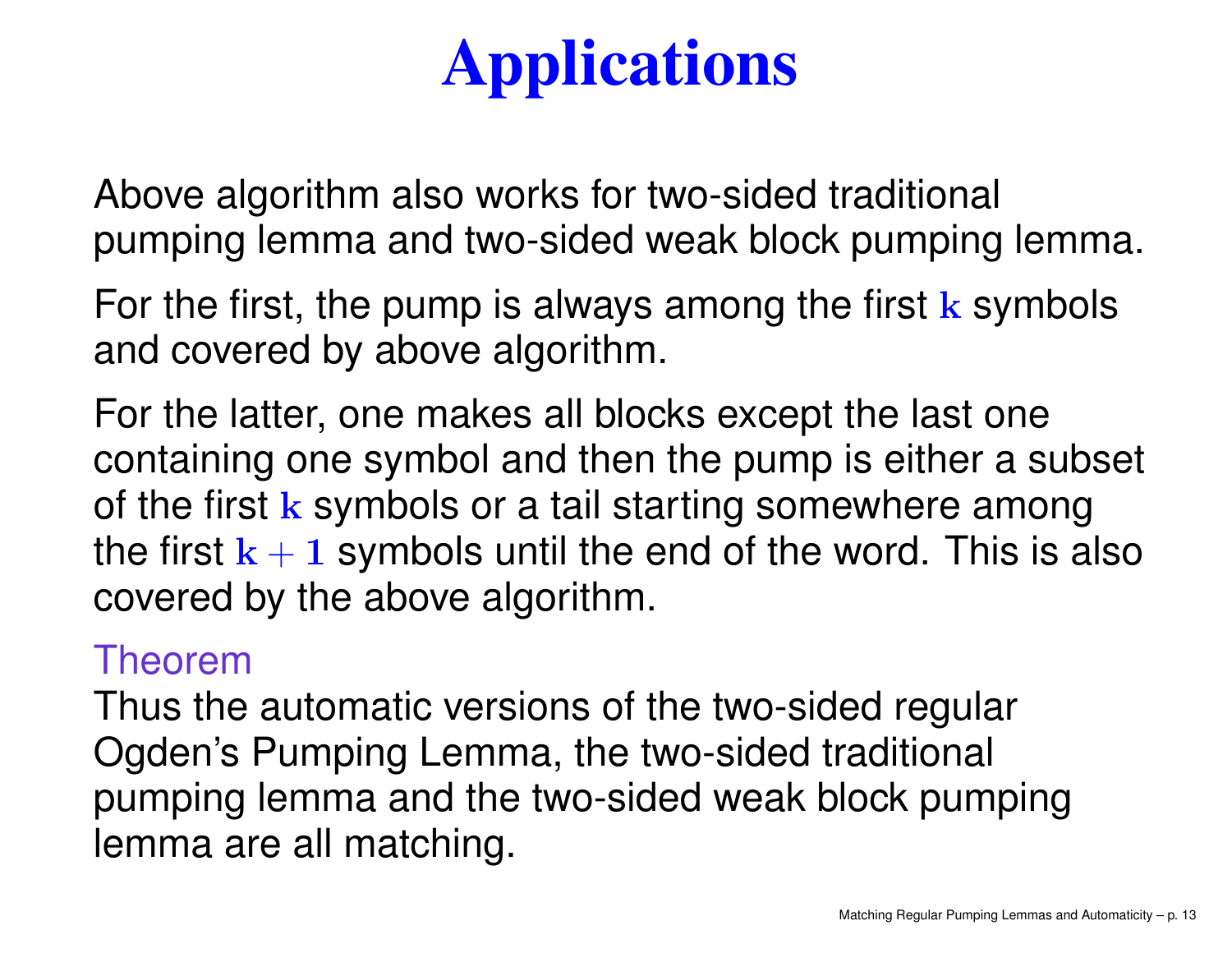# Applications

Above algorithm also works for two-sided traditional pumping lemma and two-sided weak block pumping lemma.

For the first, the pump is always among the first $\mathbf{k}$ symbols and covered by above algorithm.

For the latter, one makes all blocks except the last one containing one symbol and then the pump is either a subset of the first $\mathbf{k}$ symbols or a tail starting somewhere among the first $\mathbf{k+1}$ symbols until the end of the word. This is also covered by the above algorithm.

Theorem

Thus the automatic versions of the two-sided regular Ogden's Pumping Lemma, the two-sided traditional pumping lemma and the two-sided weak block pumping lemma are all matching.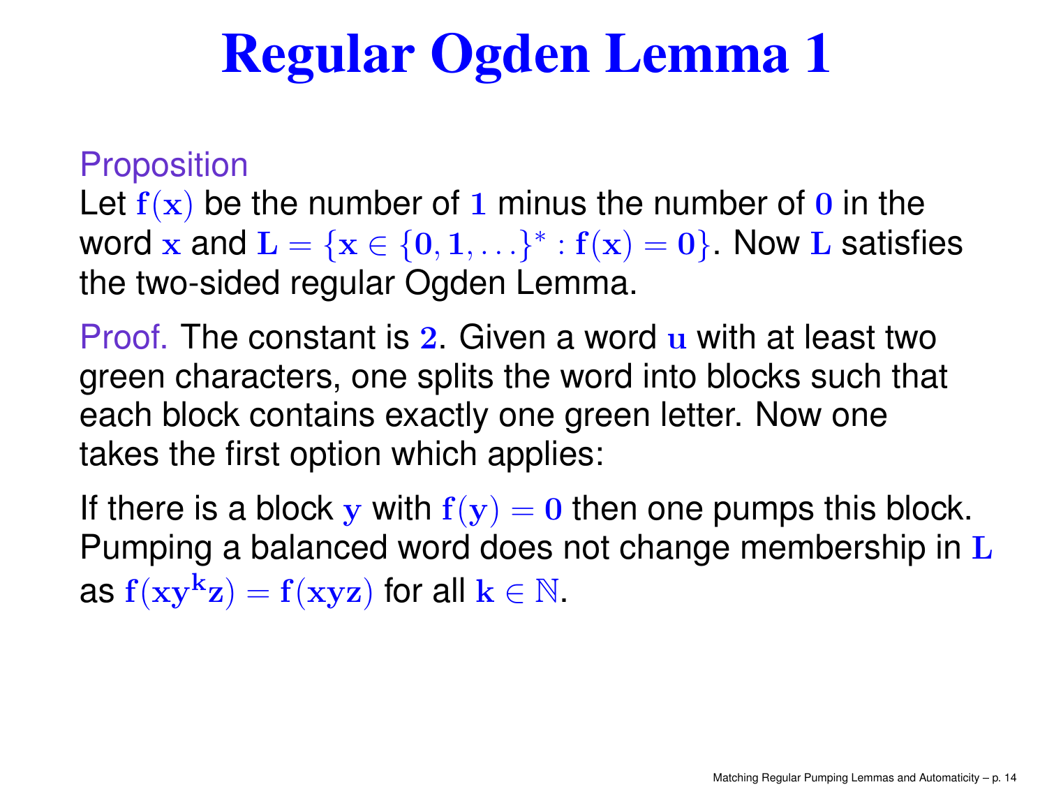# Regular Ogden Lemma 1

Proposition

Let $\mathbf{f(x)}$ be the number of $\mathbf{1}$ minus the number of $\mathbf{0}$ in the word $\mathbf{x}$ and $\mathbf{L} = \{\mathbf{x} \in \{\mathbf{0}, \mathbf{1}, \ldots\}^* : \mathbf{f(x)} = \mathbf{0}\}$. Now $\mathbf{L}$ satisfies the two-sided regular Ogden Lemma.

Proof. The constant is $\mathbf{2}$. Given a word $\mathbf{u}$ with at least two green characters, one splits the word into blocks such that each block contains exactly one green letter. Now one takes the first option which applies:

If there is a block $\mathbf{y}$ with $\mathbf{f(y)} = \mathbf{0}$ then one pumps this block. Pumping a balanced word does not change membership in $\mathbf{L}$ as $\mathbf{f(xy^kz)} = \mathbf{f(xyz)}$ for all $\mathbf{k} \in \mathbb{N}$.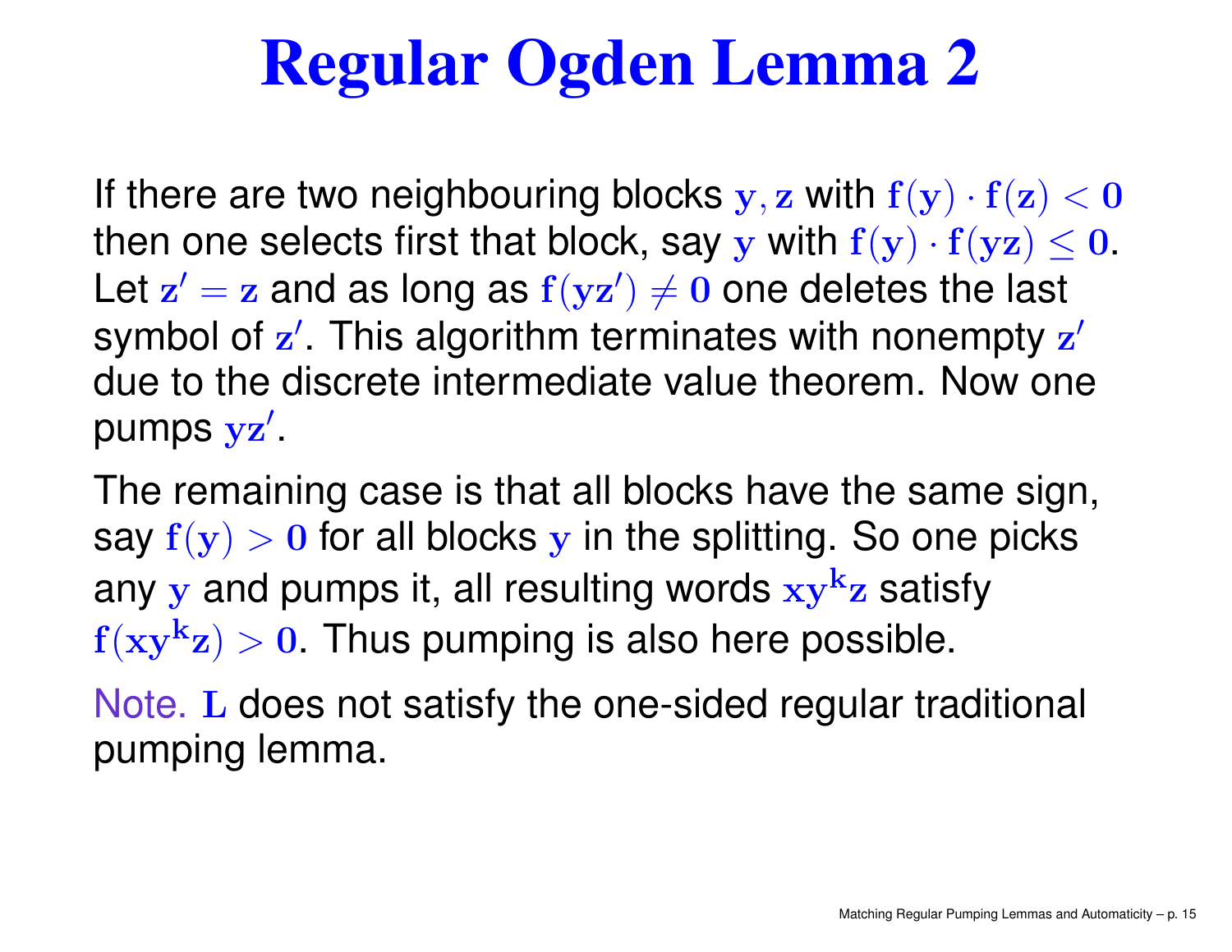# Regular Ogden Lemma 2

If there are two neighbouring blocks $y, z$ with $f(y) \cdot f(z) < 0$ then one selects first that block, say $y$ with $f(y) \cdot f(yz) \leq 0$. Let $z' = z$ and as long as $f(yz') \neq 0$ one deletes the last symbol of $z'$. This algorithm terminates with nonempty $z'$ due to the discrete intermediate value theorem. Now one pumps $yz'$.

The remaining case is that all blocks have the same sign, say $f(y) > 0$ for all blocks $y$ in the splitting. So one picks any $y$ and pumps it, all resulting words $xy^k z$ satisfy $f(xy^k z) > 0$. Thus pumping is also here possible.

Note. $L$ does not satisfy the one-sided regular traditional pumping lemma.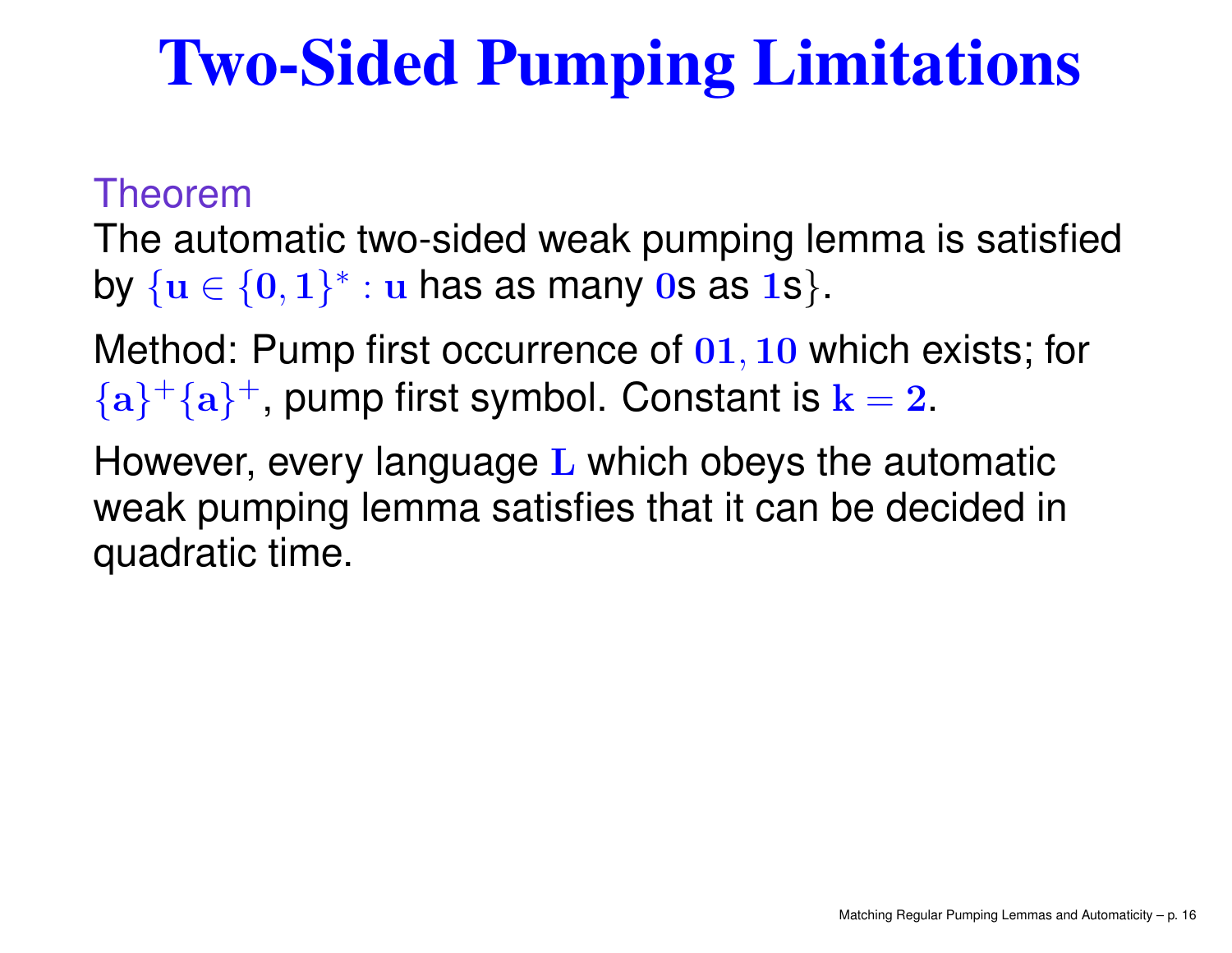# Two-Sided Pumping Limitations

Theorem

The automatic two-sided weak pumping lemma is satisfied by $\{u \in \{0,1\}^* : u$ has as many $0$s as $1$s$\}$.

Method: Pump first occurrence of $01, 10$ which exists; for $\{a\}^+\{a\}^+$, pump first symbol. Constant is $k = 2$.

However, every language $L$ which obeys the automatic weak pumping lemma satisfies that it can be decided in quadratic time.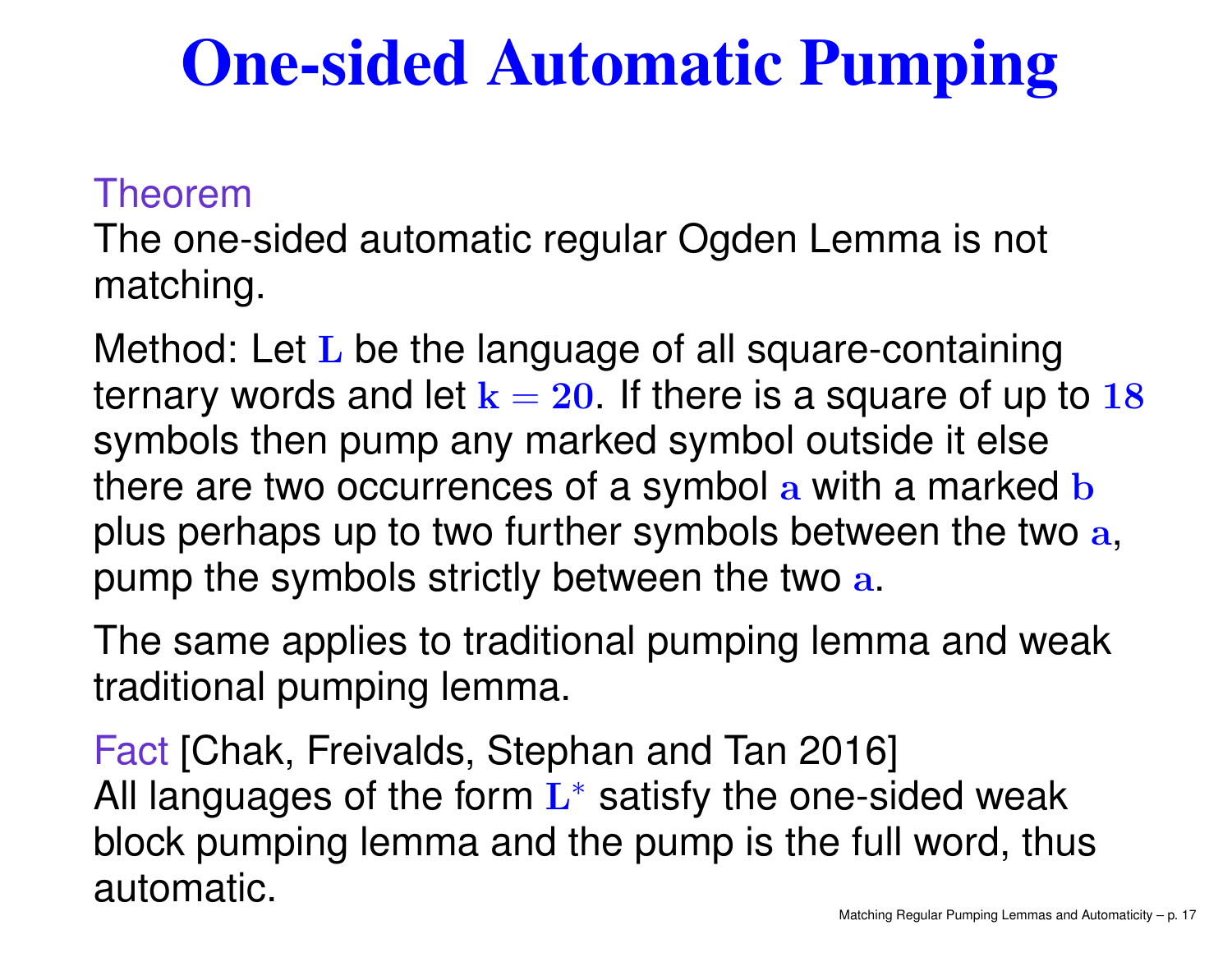# One-sided Automatic Pumping

Theorem

The one-sided automatic regular Ogden Lemma is not matching.

Method: Let $\mathbf{L}$ be the language of all square-containing ternary words and let $\mathbf{k = 20}$. If there is a square of up to $\mathbf{18}$ symbols then pump any marked symbol outside it else there are two occurrences of a symbol $\mathbf{a}$ with a marked $\mathbf{b}$ plus perhaps up to two further symbols between the two $\mathbf{a}$, pump the symbols strictly between the two $\mathbf{a}$.

The same applies to traditional pumping lemma and weak traditional pumping lemma.

Fact [Chak, Freivalds, Stephan and Tan 2016]
All languages of the form $\mathbf{L}^*$ satisfy the one-sided weak block pumping lemma and the pump is the full word, thus automatic.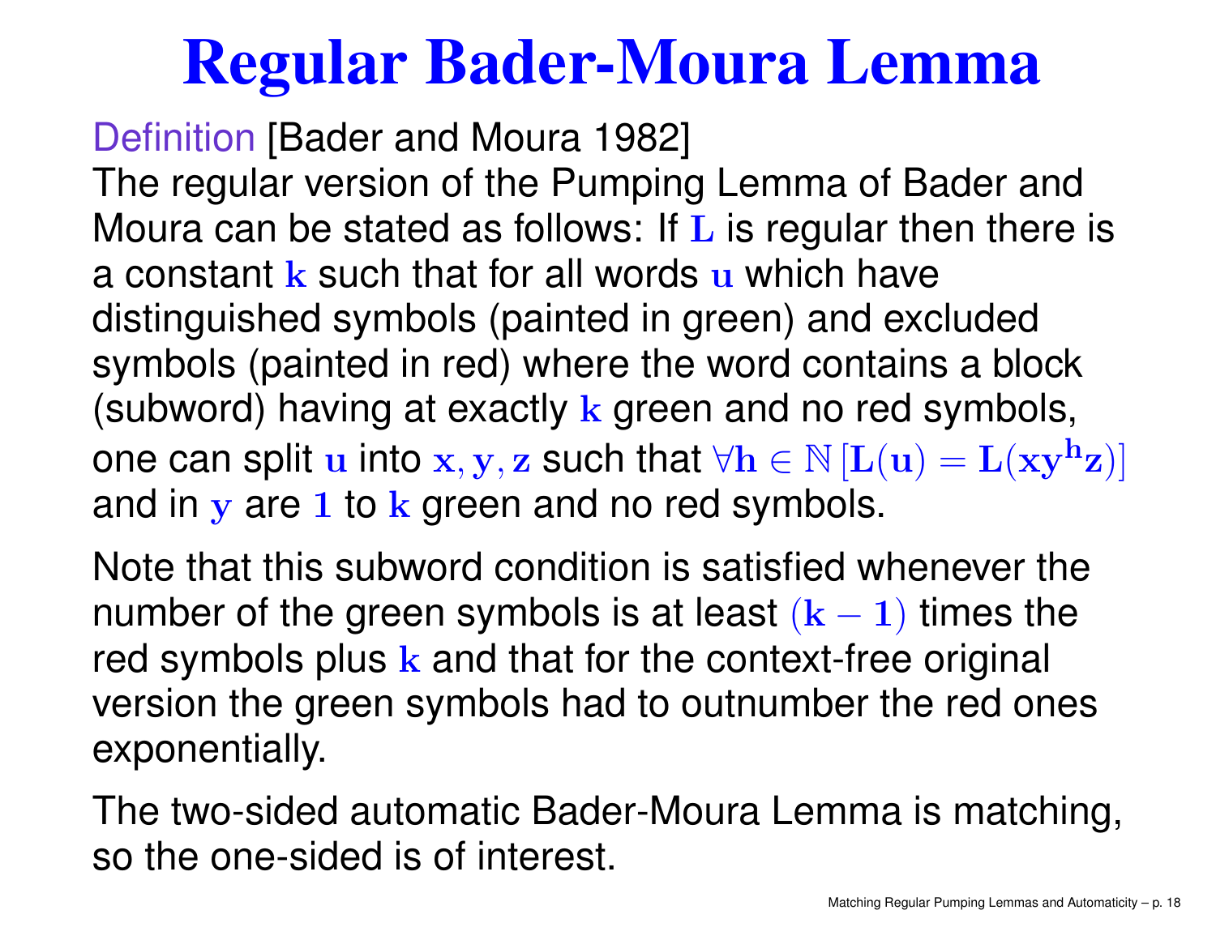# Regular Bader-Moura Lemma

Definition [Bader and Moura 1982]
The regular version of the Pumping Lemma of Bader and Moura can be stated as follows: If $L$ is regular then there is a constant $k$ such that for all words $u$ which have distinguished symbols (painted in green) and excluded symbols (painted in red) where the word contains a block (subword) having at exactly $k$ green and no red symbols, one can split $u$ into $x, y, z$ such that $\forall h \in \mathbb{N} \, [L(u) = L(xy^h z)]$ and in $y$ are $1$ to $k$ green and no red symbols.

Note that this subword condition is satisfied whenever the number of the green symbols is at least $(k-1)$ times the red symbols plus $k$ and that for the context-free original version the green symbols had to outnumber the red ones exponentially.

The two-sided automatic Bader-Moura Lemma is matching, so the one-sided is of interest.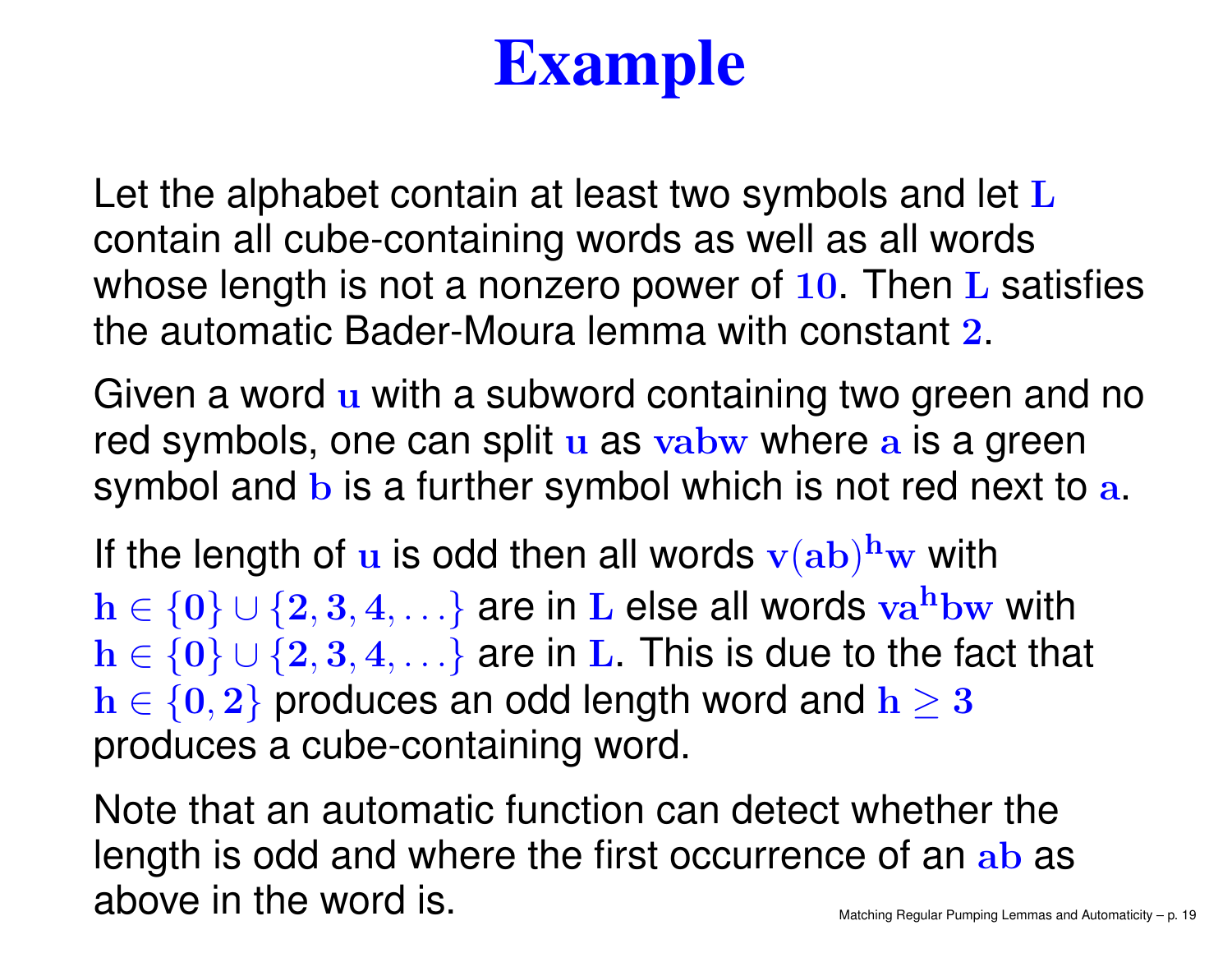# Example

Let the alphabet contain at least two symbols and let $L$ contain all cube-containing words as well as all words whose length is not a nonzero power of $10$. Then $L$ satisfies the automatic Bader-Moura lemma with constant $2$.

Given a word $u$ with a subword containing two green and no red symbols, one can split $u$ as $vabw$ where $a$ is a green symbol and $b$ is a further symbol which is not red next to $a$.

If the length of $u$ is odd then all words $v(ab)^h w$ with $h \in \{0\} \cup \{2, 3, 4, \ldots\}$ are in $L$ else all words $va^h bw$ with $h \in \{0\} \cup \{2, 3, 4, \ldots\}$ are in $L$. This is due to the fact that $h \in \{0, 2\}$ produces an odd length word and $h \geq 3$ produces a cube-containing word.

Note that an automatic function can detect whether the length is odd and where the first occurrence of an $ab$ as above in the word is.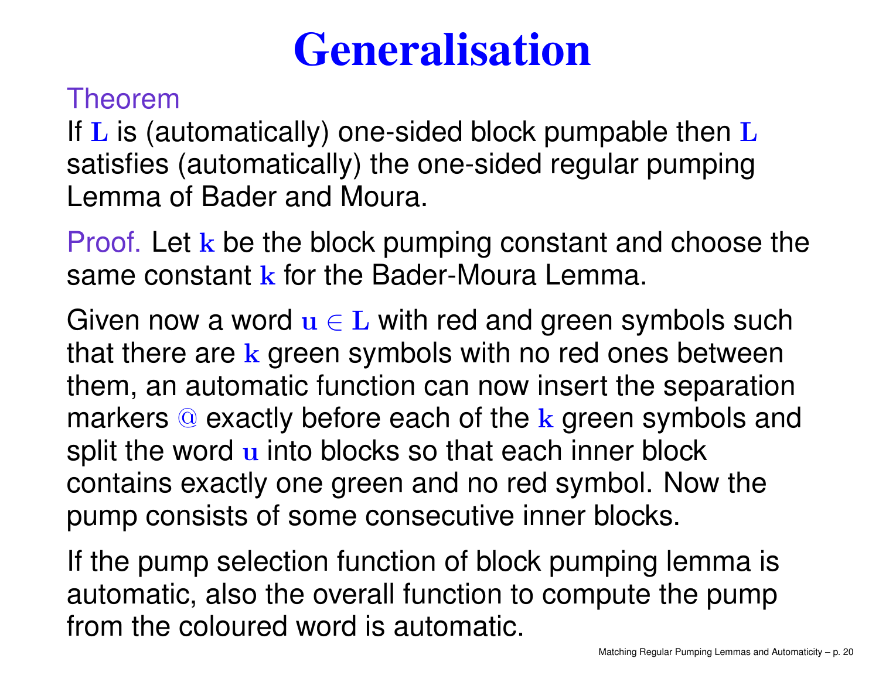# Generalisation

Theorem
If $L$ is (automatically) one-sided block pumpable then $L$ satisfies (automatically) the one-sided regular pumping Lemma of Bader and Moura.

Proof. Let $k$ be the block pumping constant and choose the same constant $k$ for the Bader-Moura Lemma.

Given now a word $u \in L$ with red and green symbols such that there are $k$ green symbols with no red ones between them, an automatic function can now insert the separation markers @ exactly before each of the $k$ green symbols and split the word $u$ into blocks so that each inner block contains exactly one green and no red symbol. Now the pump consists of some consecutive inner blocks.

If the pump selection function of block pumping lemma is automatic, also the overall function to compute the pump from the coloured word is automatic.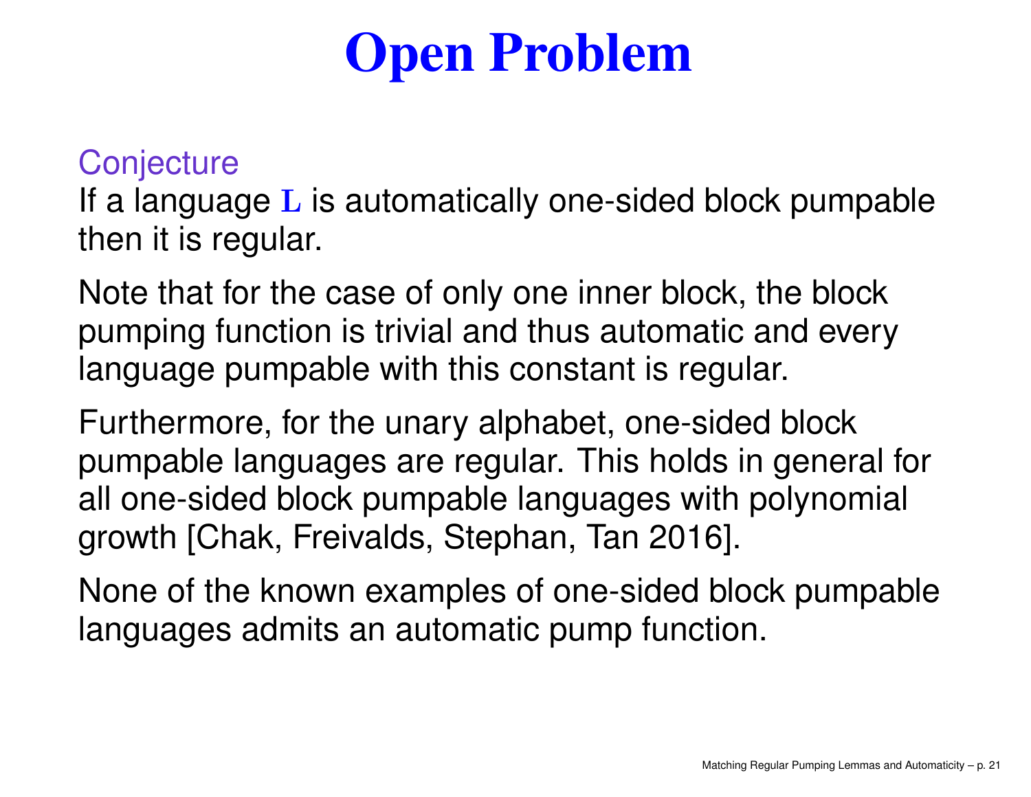# Open Problem

**Conjecture**

If a language $L$ is automatically one-sided block pumpable then it is regular.

Note that for the case of only one inner block, the block pumping function is trivial and thus automatic and every language pumpable with this constant is regular.

Furthermore, for the unary alphabet, one-sided block pumpable languages are regular. This holds in general for all one-sided block pumpable languages with polynomial growth [Chak, Freivalds, Stephan, Tan 2016].

None of the known examples of one-sided block pumpable languages admits an automatic pump function.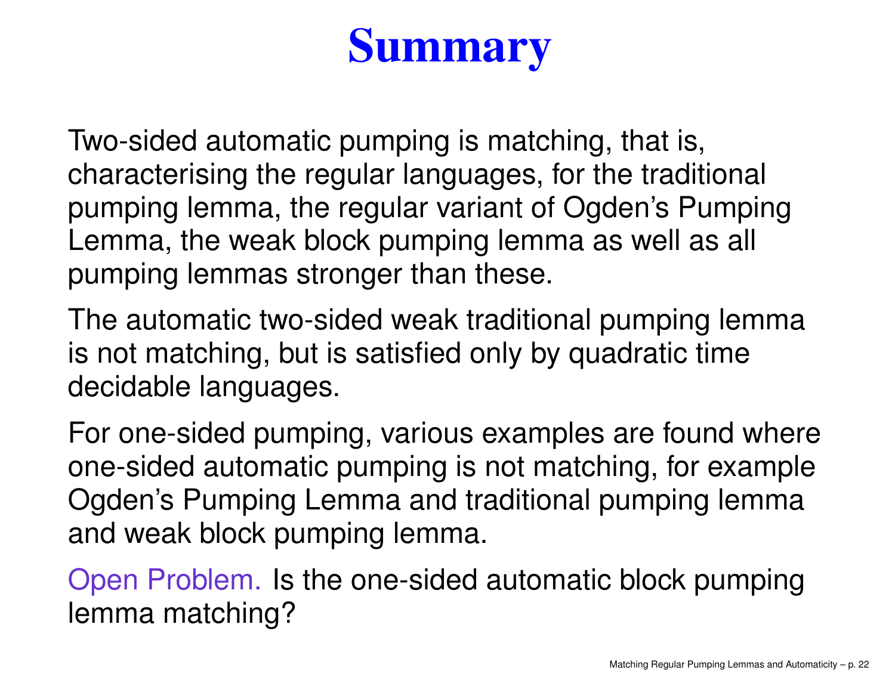# Summary

Two-sided automatic pumping is matching, that is, characterising the regular languages, for the traditional pumping lemma, the regular variant of Ogden's Pumping Lemma, the weak block pumping lemma as well as all pumping lemmas stronger than these.

The automatic two-sided weak traditional pumping lemma is not matching, but is satisfied only by quadratic time decidable languages.

For one-sided pumping, various examples are found where one-sided automatic pumping is not matching, for example Ogden's Pumping Lemma and traditional pumping lemma and weak block pumping lemma.

Open Problem. Is the one-sided automatic block pumping lemma matching?